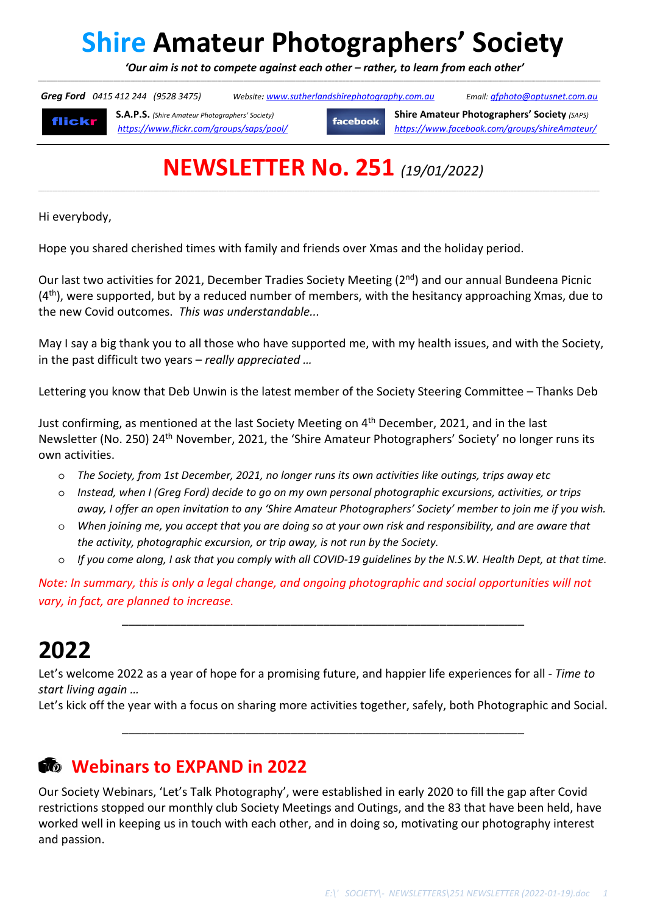# Shire Amateur Photographers' Society

***'Our aim is not to compete against each other – rather, to learn from each other'***

***Greg Ford*** *0415 412 244 (9528 3475)* *Website:* *www.sutherlandshirephotography.com.au* *Email:* *gfphoto@optusnet.com.au*

flickr **S.A.P.S.** *(Shire Amateur Photographers' Society)* *https://www.flickr.com/groups/saps/pool/*

facebook **Shire Amateur Photographers' Society** *(SAPS)* *https://www.facebook.com/groups/shireAmateur/*

## NEWSLETTER No. 251 *(19/01/2022)*

Hi everybody,

Hope you shared cherished times with family and friends over Xmas and the holiday period.

Our last two activities for 2021, December Tradies Society Meeting (2nd) and our annual Bundeena Picnic (4th), were supported, but by a reduced number of members, with the hesitancy approaching Xmas, due to the new Covid outcomes. *This was understandable...*

May I say a big thank you to all those who have supported me, with my health issues, and with the Society, in the past difficult two years – *really appreciated ...*

Lettering you know that Deb Unwin is the latest member of the Society Steering Committee – Thanks Deb

Just confirming, as mentioned at the last Society Meeting on 4th December, 2021, and in the last Newsletter (No. 250) 24th November, 2021, the 'Shire Amateur Photographers' Society' no longer runs its own activities.

- *The Society, from 1st December, 2021, no longer runs its own activities like outings, trips away etc*
- *Instead, when I (Greg Ford) decide to go on my own personal photographic excursions, activities, or trips away, I offer an open invitation to any 'Shire Amateur Photographers' Society' member to join me if you wish.*
- *When joining me, you accept that you are doing so at your own risk and responsibility, and are aware that the activity, photographic excursion, or trip away, is not run by the Society.*
- *If you come along, I ask that you comply with all COVID-19 guidelines by the N.S.W. Health Dept, at that time.*

*Note: In summary, this is only a legal change, and ongoing photographic and social opportunities will not vary, in fact, are planned to increase.*

---

# 2022

Let's welcome 2022 as a year of hope for a promising future, and happier life experiences for all - *Time to start living again ...*
Let's kick off the year with a focus on sharing more activities together, safely, both Photographic and Social.

---

## Webinars to EXPAND in 2022

Our Society Webinars, 'Let's Talk Photography', were established in early 2020 to fill the gap after Covid restrictions stopped our monthly club Society Meetings and Outings, and the 83 that have been held, have worked well in keeping us in touch with each other, and in doing so, motivating our photography interest and passion.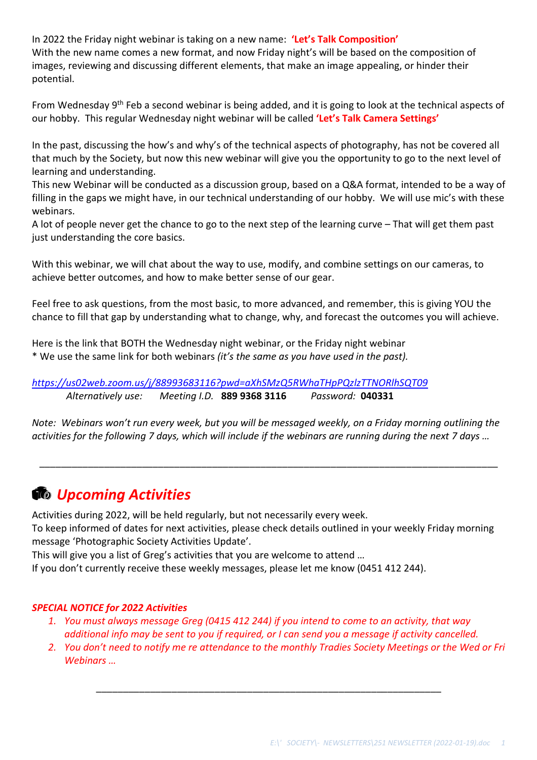In 2022 the Friday night webinar is taking on a new name: **'Let's Talk Composition'**
With the new name comes a new format, and now Friday night's will be based on the composition of images, reviewing and discussing different elements, that make an image appealing, or hinder their potential.

From Wednesday 9th Feb a second webinar is being added, and it is going to look at the technical aspects of our hobby. This regular Wednesday night webinar will be called **'Let's Talk Camera Settings'**

In the past, discussing the how's and why's of the technical aspects of photography, has not be covered all that much by the Society, but now this new webinar will give you the opportunity to go to the next level of learning and understanding.
This new Webinar will be conducted as a discussion group, based on a Q&A format, intended to be a way of filling in the gaps we might have, in our technical understanding of our hobby. We will use mic's with these webinars.
A lot of people never get the chance to go to the next step of the learning curve – That will get them past just understanding the core basics.

With this webinar, we will chat about the way to use, modify, and combine settings on our cameras, to achieve better outcomes, and how to make better sense of our gear.

Feel free to ask questions, from the most basic, to more advanced, and remember, this is giving YOU the chance to fill that gap by understanding what to change, why, and forecast the outcomes you will achieve.

Here is the link that BOTH the Wednesday night webinar, or the Friday night webinar
* We use the same link for both webinars *(it's the same as you have used in the past).*

*https://us02web.zoom.us/j/88993683116?pwd=aXhSMzQ5RWhaTHpPQzlzTTNORlhSQT09*
*Alternatively use:* *Meeting I.D.* **889 9368 3116** *Password:* **040331**

*Note: Webinars won't run every week, but you will be messaged weekly, on a Friday morning outlining the activities for the following 7 days, which will include if the webinars are running during the next 7 days …*

---

## *Upcoming Activities*

Activities during 2022, will be held regularly, but not necessarily every week.
To keep informed of dates for next activities, please check details outlined in your weekly Friday morning message 'Photographic Society Activities Update'.
This will give you a list of Greg's activities that you are welcome to attend …
If you don't currently receive these weekly messages, please let me know (0451 412 244).

***SPECIAL NOTICE for 2022 Activities***

1. *You must always message Greg (0415 412 244) if you intend to come to an activity, that way additional info may be sent to you if required, or I can send you a message if activity cancelled.*
2. *You don't need to notify me re attendance to the monthly Tradies Society Meetings or the Wed or Fri Webinars …*

---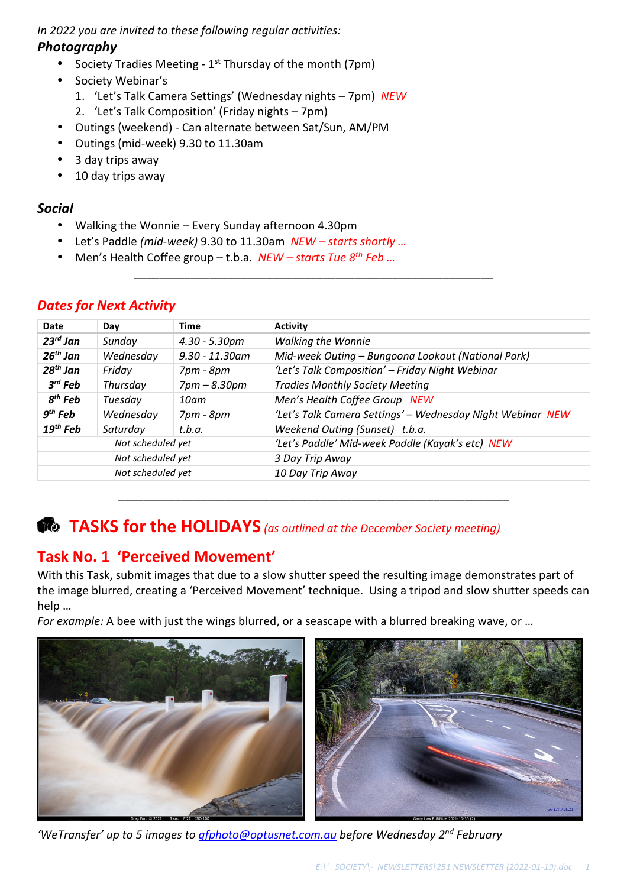*In 2022 you are invited to these following regular activities:*

### *Photography*

- Society Tradies Meeting - 1st Thursday of the month (7pm)
- Society Webinar's
  1. 'Let's Talk Camera Settings' (Wednesday nights – 7pm) *NEW*
  2. 'Let's Talk Composition' (Friday nights – 7pm)
- Outings (weekend) - Can alternate between Sat/Sun, AM/PM
- Outings (mid-week) 9.30 to 11.30am
- 3 day trips away
- 10 day trips away

### *Social*

- Walking the Wonnie – Every Sunday afternoon 4.30pm
- Let's Paddle *(mid-week)* 9.30 to 11.30am *NEW – starts shortly …*
- Men's Health Coffee group – t.b.a. *NEW – starts Tue 8th Feb …*

---

## *Dates for Next Activity*

| Date | Day | Time | Activity |
|---|---|---|---|
| ***23rd Jan*** | *Sunday* | *4.30 - 5.30pm* | *Walking the Wonnie* |
| ***26th Jan*** | *Wednesday* | *9.30 - 11.30am* | *Mid-week Outing – Bungoona Lookout (National Park)* |
| ***28th Jan*** | *Friday* | *7pm - 8pm* | *'Let's Talk Composition' – Friday Night Webinar* |
| ***3rd Feb*** | *Thursday* | *7pm – 8.30pm* | *Tradies Monthly Society Meeting* |
| ***8th Feb*** | *Tuesday* | *10am* | *Men's Health Coffee Group NEW* |
| ***9th Feb*** | *Wednesday* | *7pm - 8pm* | *'Let's Talk Camera Settings' – Wednesday Night Webinar NEW* |
| ***19th Feb*** | *Saturday* | *t.b.a.* | *Weekend Outing (Sunset) t.b.a.* |
| *Not scheduled yet* | | | *'Let's Paddle' Mid-week Paddle (Kayak's etc) NEW* |
| *Not scheduled yet* | | | *3 Day Trip Away* |
| *Not scheduled yet* | | | *10 Day Trip Away* |

---

## TASKS for the HOLIDAYS *(as outlined at the December Society meeting)*

## Task No. 1 'Perceived Movement'

With this Task, submit images that due to a slow shutter speed the resulting image demonstrates part of the image blurred, creating a 'Perceived Movement' technique. Using a tripod and slow shutter speeds can help …

*For example:* A bee with just the wings blurred, or a seascape with a blurred breaking wave, or …

*'WeTransfer' up to 5 images to gfphoto@optusnet.com.au before Wednesday 2nd February*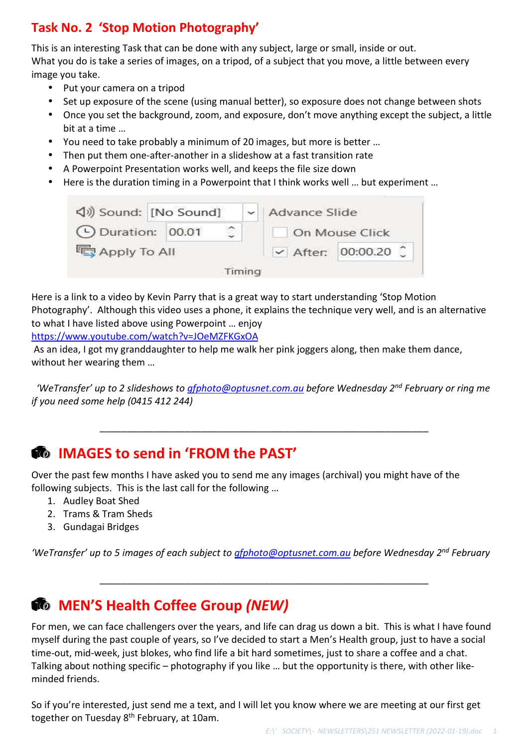## Task No. 2 'Stop Motion Photography'

This is an interesting Task that can be done with any subject, large or small, inside or out.
What you do is take a series of images, on a tripod, of a subject that you move, a little between every image you take.

- Put your camera on a tripod
- Set up exposure of the scene (using manual better), so exposure does not change between shots
- Once you set the background, zoom, and exposure, don't move anything except the subject, a little bit at a time …
- You need to take probably a minimum of 20 images, but more is better …
- Then put them one-after-another in a slideshow at a fast transition rate
- A Powerpoint Presentation works well, and keeps the file size down
- Here is the duration timing in a Powerpoint that I think works well … but experiment …

| Sound: [No Sound] | Advance Slide |
|---|---|
| Duration: 00.01 | ☐ On Mouse Click |
| Apply To All | ☑ After: 00:00.20 |

Timing

Here is a link to a video by Kevin Parry that is a great way to start understanding 'Stop Motion Photography'. Although this video uses a phone, it explains the technique very well, and is an alternative to what I have listed above using Powerpoint … enjoy
https://www.youtube.com/watch?v=JOeMZFKGxOA
As an idea, I got my granddaughter to help me walk her pink joggers along, then make them dance, without her wearing them …

*'WeTransfer' up to 2 slideshows to gfphoto@optusnet.com.au before Wednesday 2nd February or ring me if you need some help (0415 412 244)*

---

## IMAGES to send in 'FROM the PAST'

Over the past few months I have asked you to send me any images (archival) you might have of the following subjects. This is the last call for the following …

1. Audley Boat Shed
2. Trams & Tram Sheds
3. Gundagai Bridges

*'WeTransfer' up to 5 images of each subject to gfphoto@optusnet.com.au before Wednesday 2nd February*

---

## MEN'S Health Coffee Group *(NEW)*

For men, we can face challengers over the years, and life can drag us down a bit. This is what I have found myself during the past couple of years, so I've decided to start a Men's Health group, just to have a social time-out, mid-week, just blokes, who find life a bit hard sometimes, just to share a coffee and a chat. Talking about nothing specific – photography if you like … but the opportunity is there, with other like-minded friends.

So if you're interested, just send me a text, and I will let you know where we are meeting at our first get together on Tuesday 8th February, at 10am.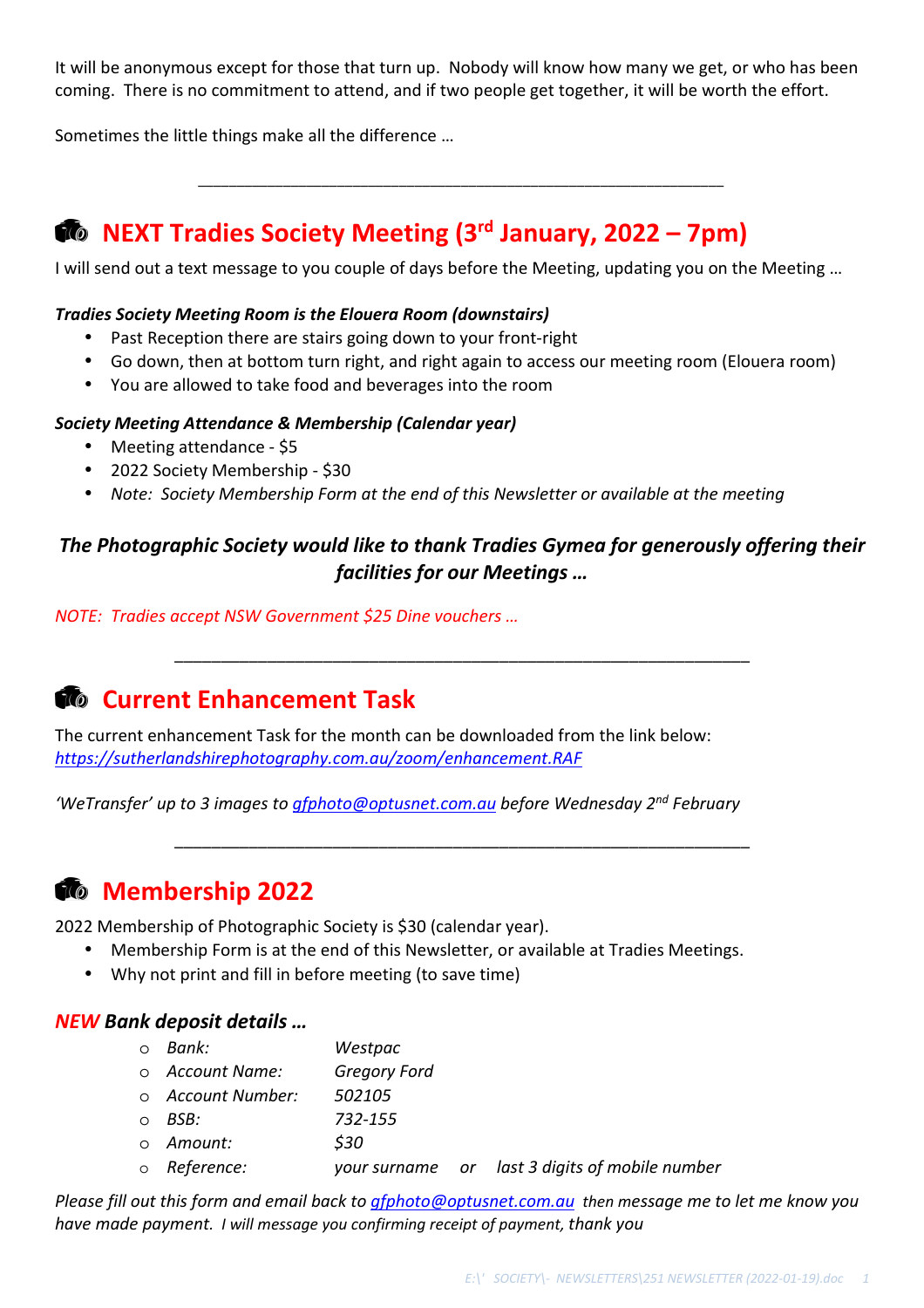It will be anonymous except for those that turn up. Nobody will know how many we get, or who has been coming. There is no commitment to attend, and if two people get together, it will be worth the effort.

Sometimes the little things make all the difference …

---

## NEXT Tradies Society Meeting (3rd January, 2022 – 7pm)

I will send out a text message to you couple of days before the Meeting, updating you on the Meeting …

***Tradies Society Meeting Room is the Elouera Room (downstairs)***

- Past Reception there are stairs going down to your front-right
- Go down, then at bottom turn right, and right again to access our meeting room (Elouera room)
- You are allowed to take food and beverages into the room

***Society Meeting Attendance & Membership (Calendar year)***

- Meeting attendance - $5
- 2022 Society Membership - $30
- *Note: Society Membership Form at the end of this Newsletter or available at the meeting*

***The Photographic Society would like to thank Tradies Gymea for generously offering their facilities for our Meetings …***

*NOTE: Tradies accept NSW Government $25 Dine vouchers …*

---

## Current Enhancement Task

The current enhancement Task for the month can be downloaded from the link below:
*https://sutherlandshirephotography.com.au/zoom/enhancement.RAF*

*'WeTransfer' up to 3 images to gfphoto@optusnet.com.au before Wednesday 2nd February*

---

## Membership 2022

2022 Membership of Photographic Society is $30 (calendar year).

- Membership Form is at the end of this Newsletter, or available at Tradies Meetings.
- Why not print and fill in before meeting (to save time)

### *NEW Bank deposit details …*

- *Bank:* *Westpac*
- *Account Name:* *Gregory Ford*
- *Account Number:* *502105*
- *BSB:* *732-155*
- *Amount:* *$30*
- *Reference:* *your surname or last 3 digits of mobile number*

*Please fill out this form and email back to gfphoto@optusnet.com.au then message me to let me know you have made payment. I will message you confirming receipt of payment, thank you*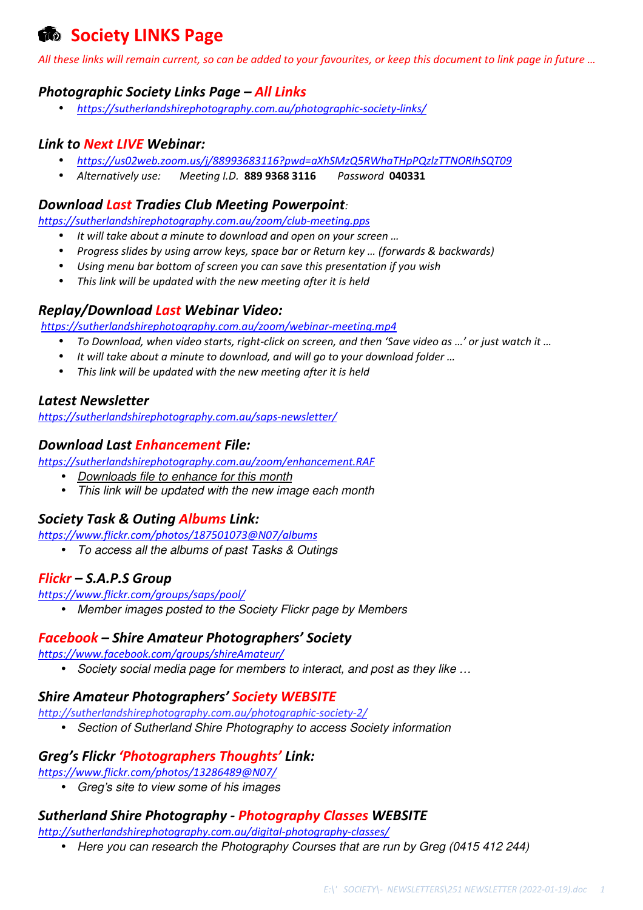# Society LINKS Page

*All these links will remain current, so can be added to your favourites, or keep this document to link page in future …*

### *Photographic Society Links Page – All Links*

- *https://sutherlandshirephotography.com.au/photographic-society-links/*

### *Link to Next LIVE Webinar:*

- *https://us02web.zoom.us/j/88993683116?pwd=aXhSMzQ5RWhaTHpPQzlzTTNORlhSQT09*
- *Alternatively use:* *Meeting I.D.* **889 9368 3116** *Password* **040331**

### *Download Last Tradies Club Meeting Powerpoint:*

*https://sutherlandshirephotography.com.au/zoom/club-meeting.pps*

- *It will take about a minute to download and open on your screen …*
- *Progress slides by using arrow keys, space bar or Return key … (forwards & backwards)*
- *Using menu bar bottom of screen you can save this presentation if you wish*
- *This link will be updated with the new meeting after it is held*

### *Replay/Download Last Webinar Video:*

*https://sutherlandshirephotography.com.au/zoom/webinar-meeting.mp4*

- *To Download, when video starts, right-click on screen, and then 'Save video as …' or just watch it …*
- *It will take about a minute to download, and will go to your download folder …*
- *This link will be updated with the new meeting after it is held*

### *Latest Newsletter*

*https://sutherlandshirephotography.com.au/saps-newsletter/*

### *Download Last Enhancement File:*

*https://sutherlandshirephotography.com.au/zoom/enhancement.RAF*

- *Downloads file to enhance for this month*
- *This link will be updated with the new image each month*

### *Society Task & Outing Albums Link:*

*https://www.flickr.com/photos/187501073@N07/albums*

- *To access all the albums of past Tasks & Outings*

### *Flickr – S.A.P.S Group*

*https://www.flickr.com/groups/saps/pool/*

- *Member images posted to the Society Flickr page by Members*

### *Facebook – Shire Amateur Photographers' Society*

*https://www.facebook.com/groups/shireAmateur/*

- *Society social media page for members to interact, and post as they like …*

### *Shire Amateur Photographers' Society WEBSITE*

*http://sutherlandshirephotography.com.au/photographic-society-2/*

- *Section of Sutherland Shire Photography to access Society information*

### *Greg's Flickr 'Photographers Thoughts' Link:*

*https://www.flickr.com/photos/13286489@N07/*

- *Greg's site to view some of his images*

### *Sutherland Shire Photography - Photography Classes WEBSITE*

*http://sutherlandshirephotography.com.au/digital-photography-classes/*

- *Here you can research the Photography Courses that are run by Greg (0415 412 244)*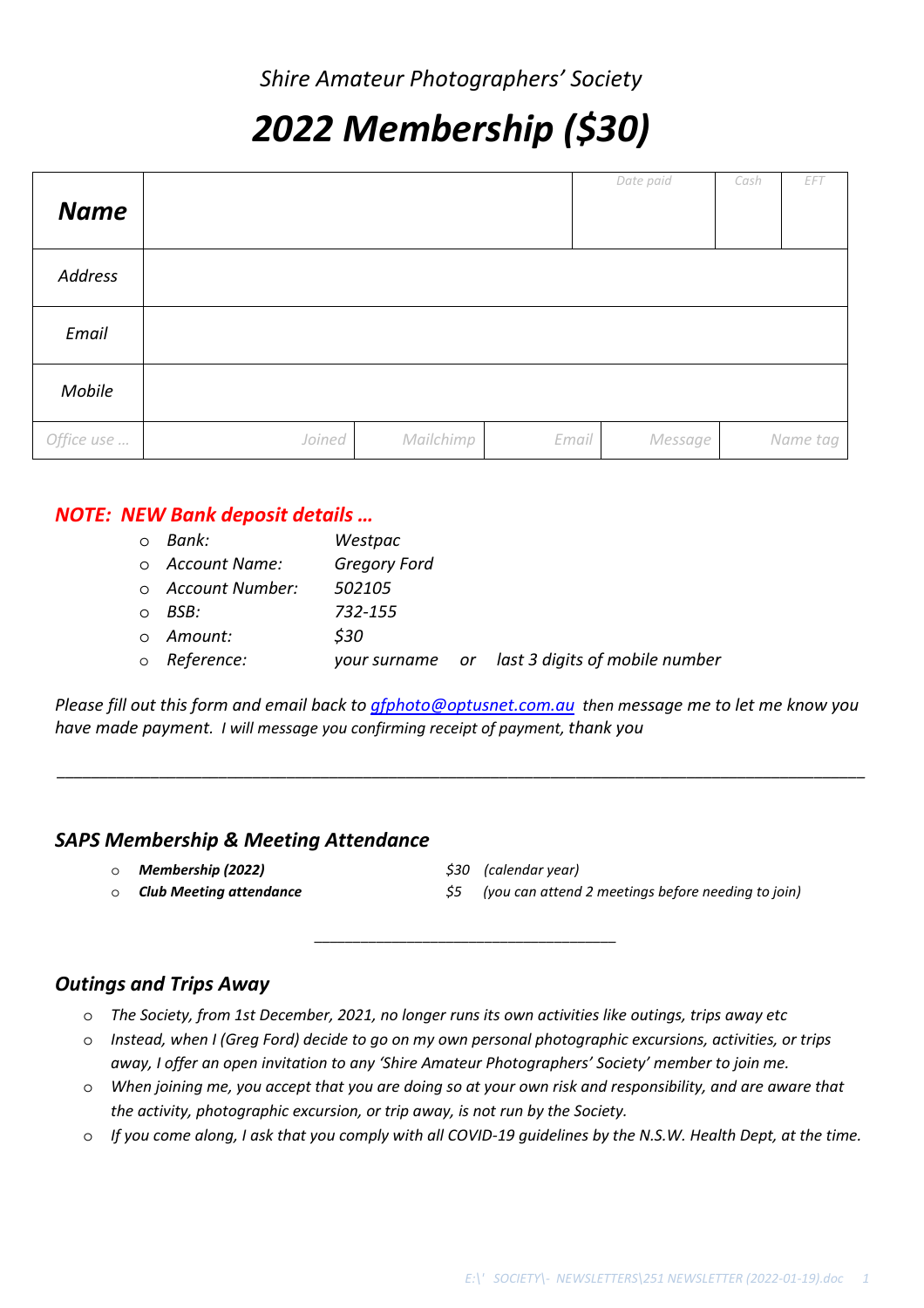*Shire Amateur Photographers' Society*

# *2022 Membership ($30)*

| | | | | |
|---|---|---|---|---|
| ***Name*** | | *Date paid* | *Cash* | *EFT* |
| *Address* | | | | |
| *Email* | | | | |
| *Mobile* | | | | |

| | | | | | |
|---|---|---|---|---|---|
| *Office use …* | *Joined* | *Mailchimp* | *Email* | *Message* | *Name tag* |

### *NOTE: NEW Bank deposit details …*

- *Bank:* *Westpac*
- *Account Name:* *Gregory Ford*
- *Account Number:* *502105*
- *BSB:* *732-155*
- *Amount:* *$30*
- *Reference:* *your surname or last 3 digits of mobile number*

*Please fill out this form and email back to [gfphoto@optusnet.com.au](mailto:gfphoto@optusnet.com.au) then message me to let me know you have made payment. I will message you confirming receipt of payment, thank you*

---

## *SAPS Membership & Meeting Attendance*

- ***Membership (2022)*** *$30 (calendar year)*
- ***Club Meeting attendance*** *$5 (you can attend 2 meetings before needing to join)*

---

## *Outings and Trips Away*

- *The Society, from 1st December, 2021, no longer runs its own activities like outings, trips away etc*
- *Instead, when I (Greg Ford) decide to go on my own personal photographic excursions, activities, or trips away, I offer an open invitation to any 'Shire Amateur Photographers' Society' member to join me.*
- *When joining me, you accept that you are doing so at your own risk and responsibility, and are aware that the activity, photographic excursion, or trip away, is not run by the Society.*
- *If you come along, I ask that you comply with all COVID-19 guidelines by the N.S.W. Health Dept, at the time.*